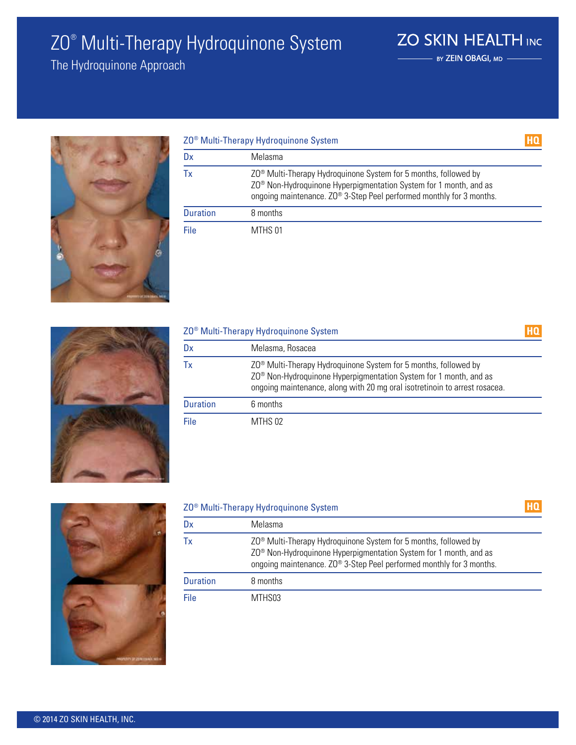# ZO® Multi-Therapy Hydroquinone System

## The Hydroquinone Approach

ZO SKIN HEALTH INC
BY ZEIN OBAGI, MD

| ZO® Multi-Therapy Hydroquinone System | HQ |
|---|---|
| Dx | Melasma |
| Tx | ZO® Multi-Therapy Hydroquinone System for 5 months, followed by ZO® Non-Hydroquinone Hyperpigmentation System for 1 month, and as ongoing maintenance. ZO® 3-Step Peel performed monthly for 3 months. |
| Duration | 8 months |
| File | MTHS 01 |

| ZO® Multi-Therapy Hydroquinone System | HQ |
|---|---|
| Dx | Melasma, Rosacea |
| Tx | ZO® Multi-Therapy Hydroquinone System for 5 months, followed by ZO® Non-Hydroquinone Hyperpigmentation System for 1 month, and as ongoing maintenance, along with 20 mg oral isotretinoin to arrest rosacea. |
| Duration | 6 months |
| File | MTHS 02 |

| ZO® Multi-Therapy Hydroquinone System | HQ |
|---|---|
| Dx | Melasma |
| Tx | ZO® Multi-Therapy Hydroquinone System for 5 months, followed by ZO® Non-Hydroquinone Hyperpigmentation System for 1 month, and as ongoing maintenance. ZO® 3-Step Peel performed monthly for 3 months. |
| Duration | 8 months |
| File | MTHS03 |

© 2014 ZO SKIN HEALTH, INC.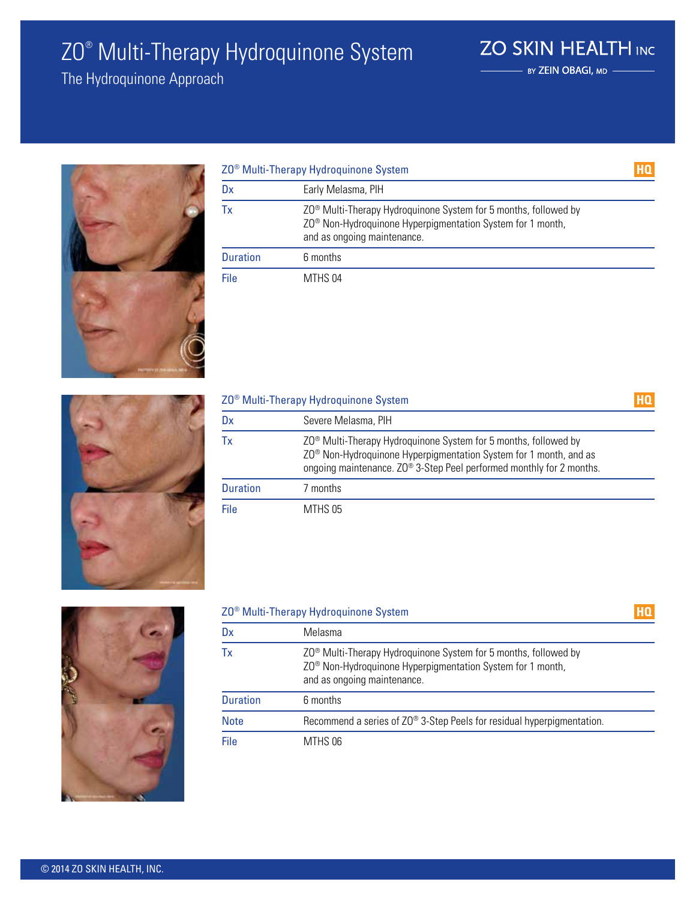# ZO® Multi-Therapy Hydroquinone System

## The Hydroquinone Approach

ZO SKIN HEALTH INC
BY ZEIN OBAGI, MD

| ZO® Multi-Therapy Hydroquinone System | HQ |
|---|---|
| Dx | Early Melasma, PIH |
| Tx | ZO® Multi-Therapy Hydroquinone System for 5 months, followed by ZO® Non-Hydroquinone Hyperpigmentation System for 1 month, and as ongoing maintenance. |
| Duration | 6 months |
| File | MTHS 04 |

| ZO® Multi-Therapy Hydroquinone System | HQ |
|---|---|
| Dx | Severe Melasma, PIH |
| Tx | ZO® Multi-Therapy Hydroquinone System for 5 months, followed by ZO® Non-Hydroquinone Hyperpigmentation System for 1 month, and as ongoing maintenance. ZO® 3-Step Peel performed monthly for 2 months. |
| Duration | 7 months |
| File | MTHS 05 |

| ZO® Multi-Therapy Hydroquinone System | HQ |
|---|---|
| Dx | Melasma |
| Tx | ZO® Multi-Therapy Hydroquinone System for 5 months, followed by ZO® Non-Hydroquinone Hyperpigmentation System for 1 month, and as ongoing maintenance. |
| Duration | 6 months |
| Note | Recommend a series of ZO® 3-Step Peels for residual hyperpigmentation. |
| File | MTHS 06 |

© 2014 ZO SKIN HEALTH, INC.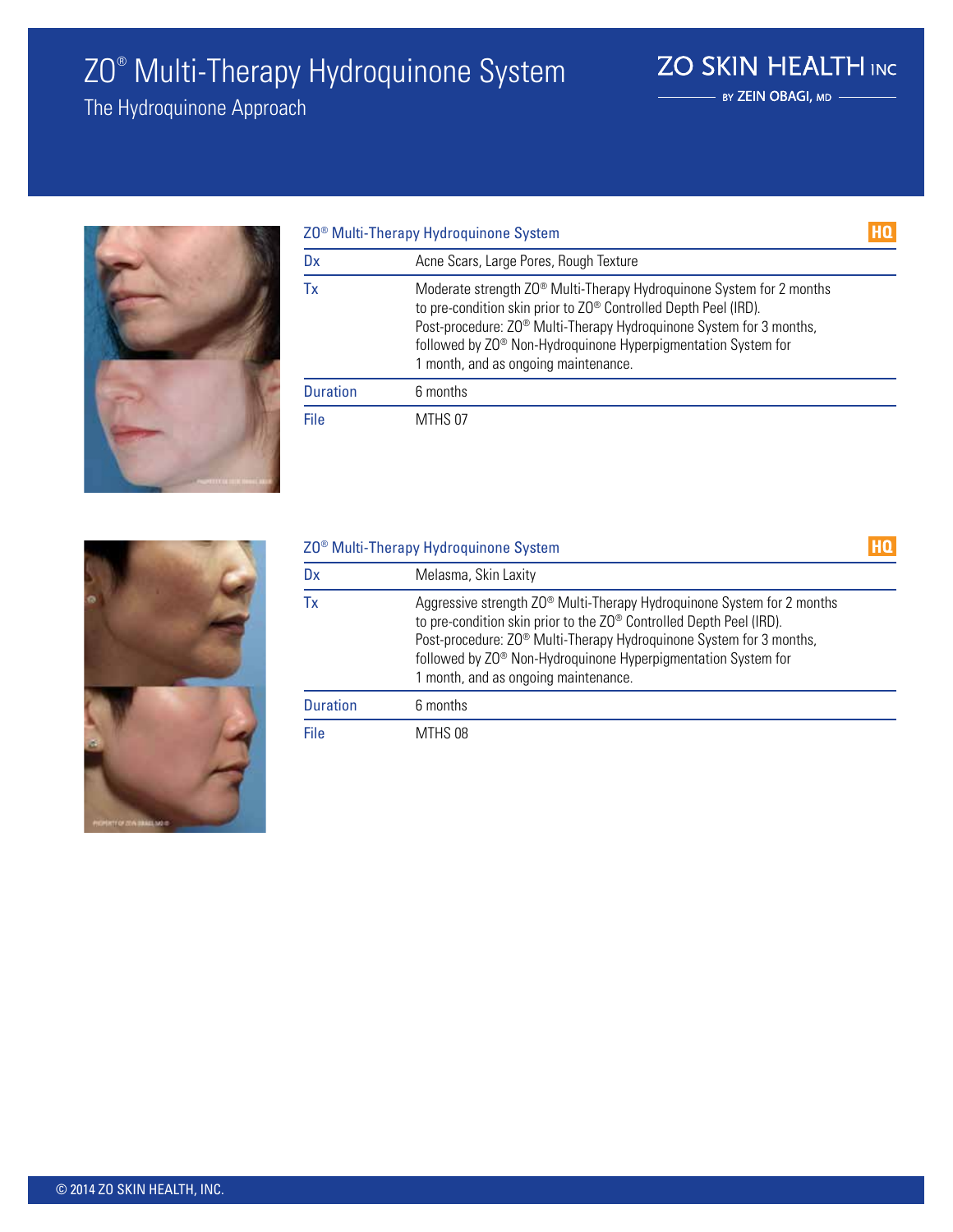# ZO® Multi-Therapy Hydroquinone System

## The Hydroquinone Approach

ZO SKIN HEALTH INC
BY ZEIN OBAGI, MD

| ZO® Multi-Therapy Hydroquinone System | HQ |
|---|---|
| Dx | Acne Scars, Large Pores, Rough Texture |
| Tx | Moderate strength ZO® Multi-Therapy Hydroquinone System for 2 months to pre-condition skin prior to ZO® Controlled Depth Peel (IRD). Post-procedure: ZO® Multi-Therapy Hydroquinone System for 3 months, followed by ZO® Non-Hydroquinone Hyperpigmentation System for 1 month, and as ongoing maintenance. |
| Duration | 6 months |
| File | MTHS 07 |

| ZO® Multi-Therapy Hydroquinone System | HQ |
|---|---|
| Dx | Melasma, Skin Laxity |
| Tx | Aggressive strength ZO® Multi-Therapy Hydroquinone System for 2 months to pre-condition skin prior to the ZO® Controlled Depth Peel (IRD). Post-procedure: ZO® Multi-Therapy Hydroquinone System for 3 months, followed by ZO® Non-Hydroquinone Hyperpigmentation System for 1 month, and as ongoing maintenance. |
| Duration | 6 months |
| File | MTHS 08 |

© 2014 ZO SKIN HEALTH, INC.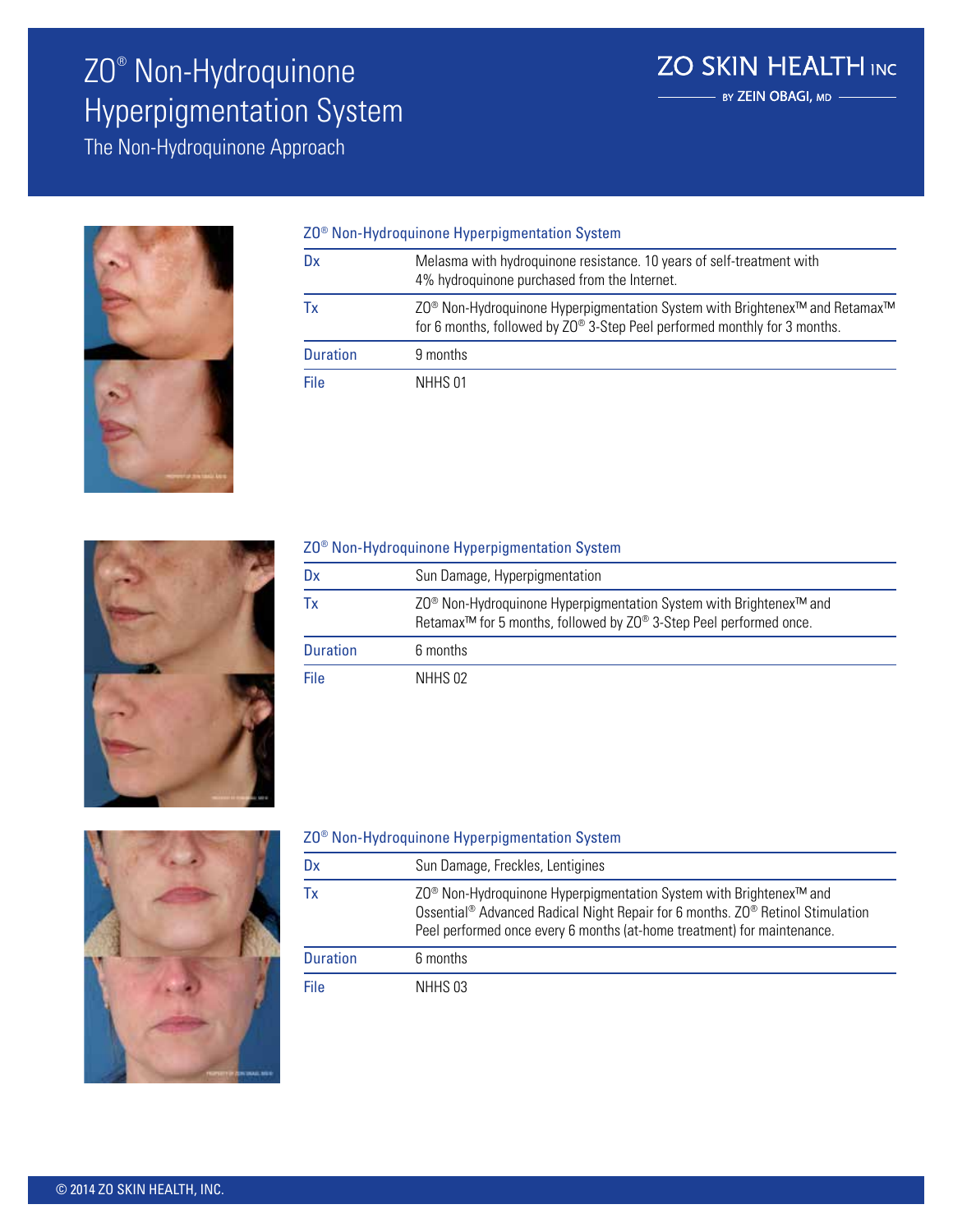# ZO® Non-Hydroquinone Hyperpigmentation System

The Non-Hydroquinone Approach

ZO SKIN HEALTH INC

BY ZEIN OBAGI, MD

### ZO® Non-Hydroquinone Hyperpigmentation System

| | |
|---|---|
| Dx | Melasma with hydroquinone resistance. 10 years of self-treatment with 4% hydroquinone purchased from the Internet. |
| Tx | ZO® Non-Hydroquinone Hyperpigmentation System with Brightenex™ and Retamax™ for 6 months, followed by ZO® 3-Step Peel performed monthly for 3 months. |
| Duration | 9 months |
| File | NHHS 01 |

### ZO® Non-Hydroquinone Hyperpigmentation System

| | |
|---|---|
| Dx | Sun Damage, Hyperpigmentation |
| Tx | ZO® Non-Hydroquinone Hyperpigmentation System with Brightenex™ and Retamax™ for 5 months, followed by ZO® 3-Step Peel performed once. |
| Duration | 6 months |
| File | NHHS 02 |

### ZO® Non-Hydroquinone Hyperpigmentation System

| | |
|---|---|
| Dx | Sun Damage, Freckles, Lentigines |
| Tx | ZO® Non-Hydroquinone Hyperpigmentation System with Brightenex™ and Ossential® Advanced Radical Night Repair for 6 months. ZO® Retinol Stimulation Peel performed once every 6 months (at-home treatment) for maintenance. |
| Duration | 6 months |
| File | NHHS 03 |

© 2014 ZO SKIN HEALTH, INC.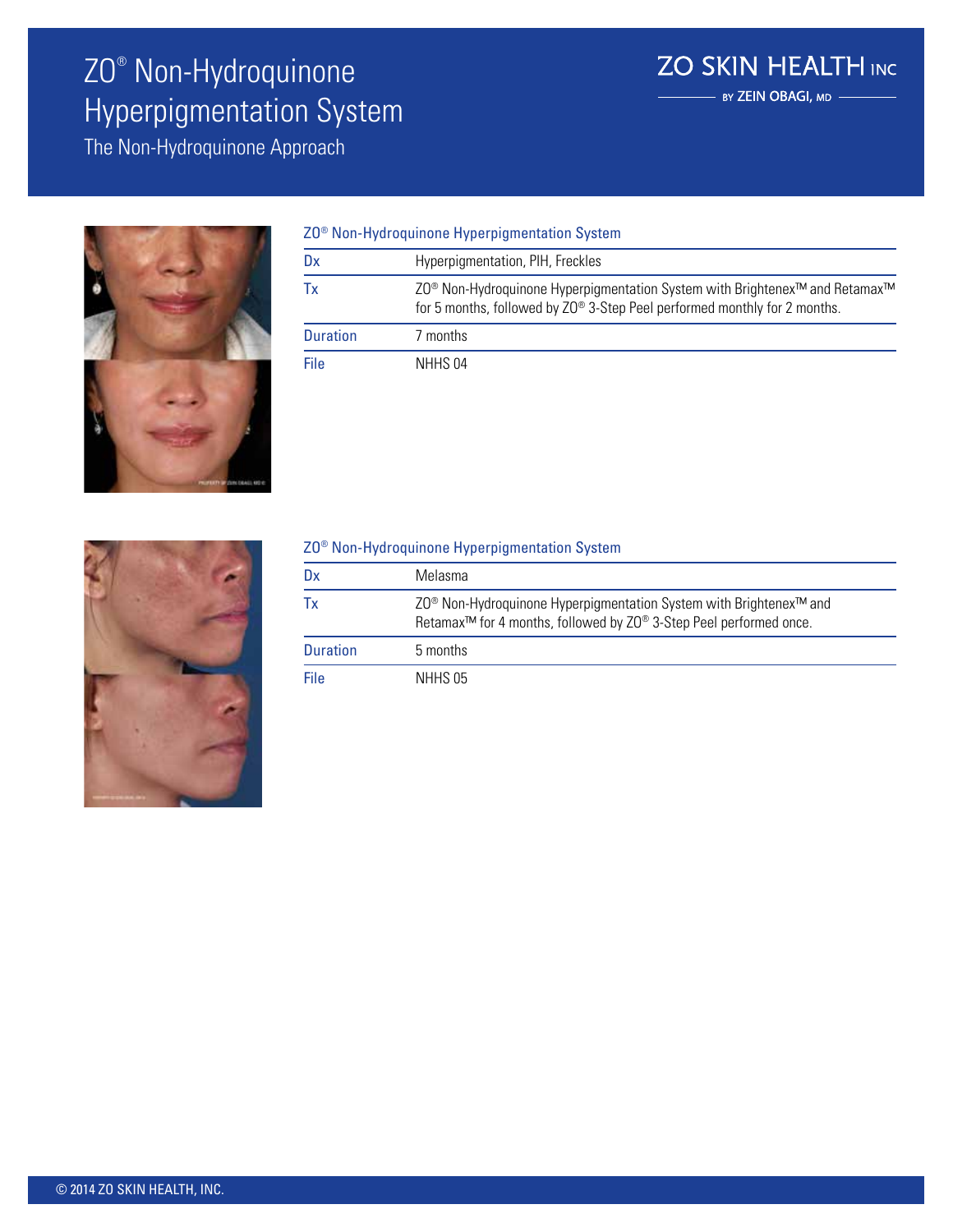# ZO® Non-Hydroquinone Hyperpigmentation System

## The Non-Hydroquinone Approach

ZO SKIN HEALTH INC
BY ZEIN OBAGI, MD

### ZO® Non-Hydroquinone Hyperpigmentation System

| | |
|---|---|
| Dx | Hyperpigmentation, PIH, Freckles |
| Tx | ZO® Non-Hydroquinone Hyperpigmentation System with Brightenex™ and Retamax™ for 5 months, followed by ZO® 3-Step Peel performed monthly for 2 months. |
| Duration | 7 months |
| File | NHHS 04 |

### ZO® Non-Hydroquinone Hyperpigmentation System

| | |
|---|---|
| Dx | Melasma |
| Tx | ZO® Non-Hydroquinone Hyperpigmentation System with Brightenex™ and Retamax™ for 4 months, followed by ZO® 3-Step Peel performed once. |
| Duration | 5 months |
| File | NHHS 05 |

© 2014 ZO SKIN HEALTH, INC.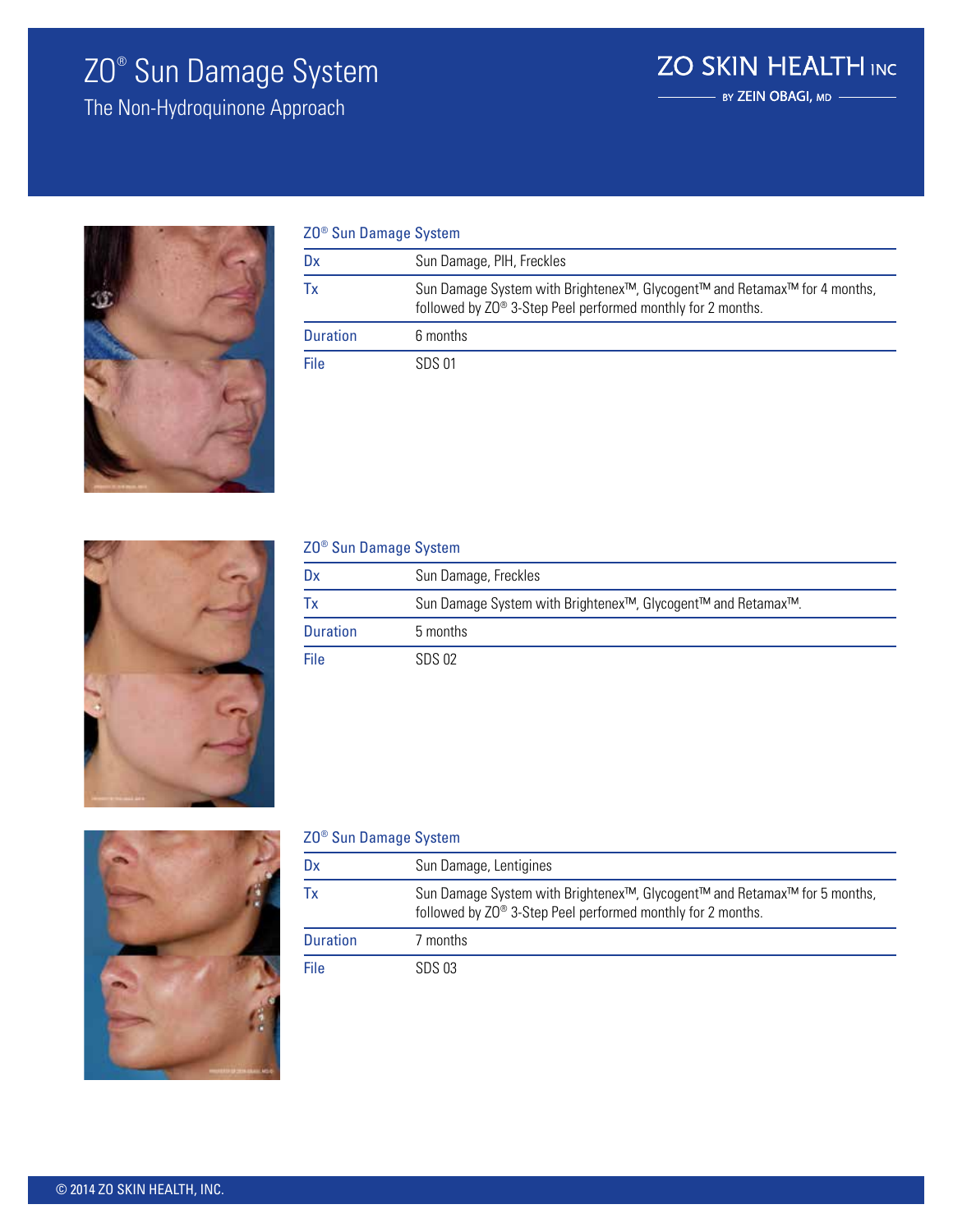# ZO® Sun Damage System

## The Non-Hydroquinone Approach

ZO SKIN HEALTH INC BY ZEIN OBAGI, MD

### ZO® Sun Damage System

| | |
|---|---|
| Dx | Sun Damage, PIH, Freckles |
| Tx | Sun Damage System with Brightenex™, Glycogent™ and Retamax™ for 4 months, followed by ZO® 3-Step Peel performed monthly for 2 months. |
| Duration | 6 months |
| File | SDS 01 |

### ZO® Sun Damage System

| | |
|---|---|
| Dx | Sun Damage, Freckles |
| Tx | Sun Damage System with Brightenex™, Glycogent™ and Retamax™. |
| Duration | 5 months |
| File | SDS 02 |

### ZO® Sun Damage System

| | |
|---|---|
| Dx | Sun Damage, Lentigines |
| Tx | Sun Damage System with Brightenex™, Glycogent™ and Retamax™ for 5 months, followed by ZO® 3-Step Peel performed monthly for 2 months. |
| Duration | 7 months |
| File | SDS 03 |

© 2014 ZO SKIN HEALTH, INC.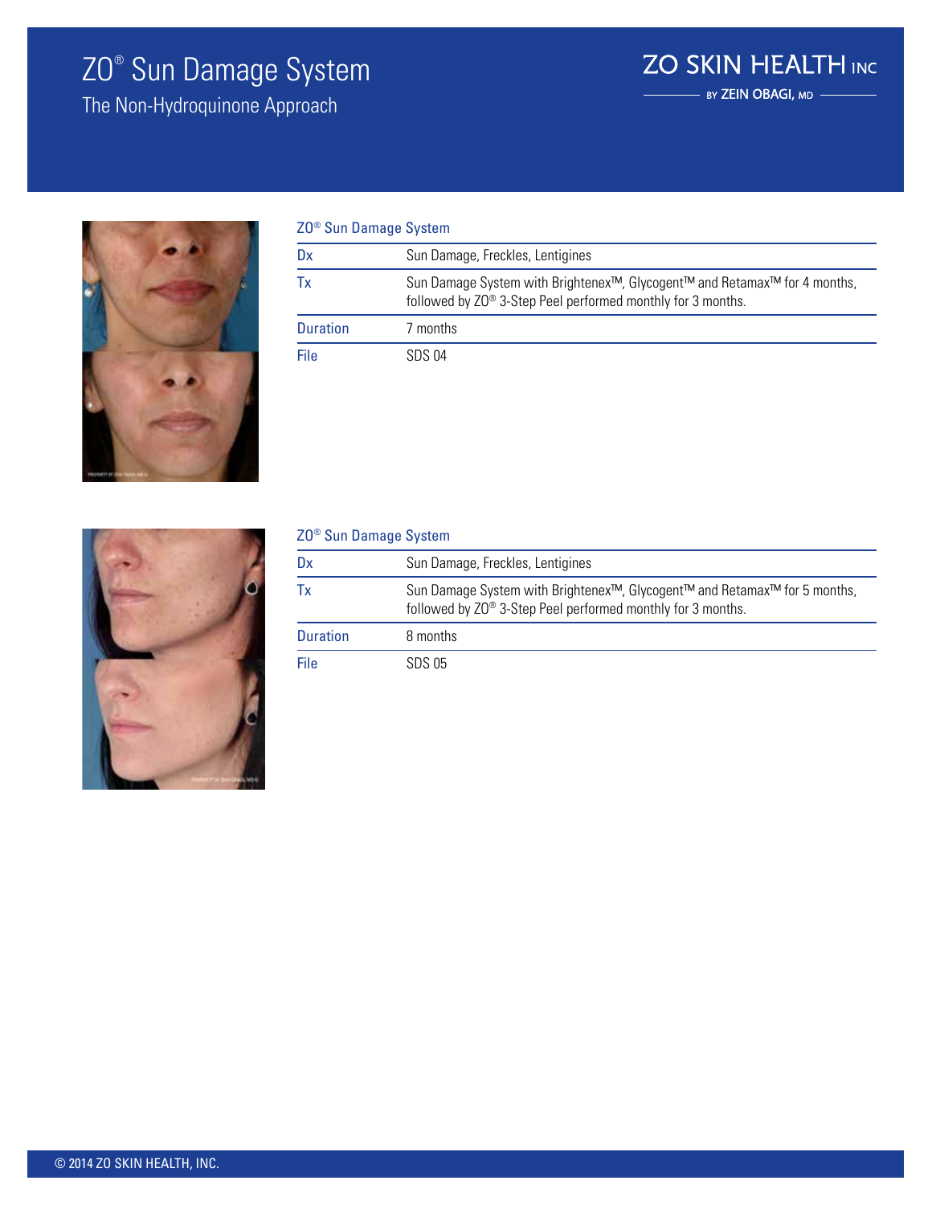# ZO® Sun Damage System

## The Non-Hydroquinone Approach

ZO SKIN HEALTH INC
BY ZEIN OBAGI, MD

| ZO® Sun Damage System | |
|---|---|
| Dx | Sun Damage, Freckles, Lentigines |
| Tx | Sun Damage System with Brightenex™, Glycogent™ and Retamax™ for 4 months, followed by ZO® 3-Step Peel performed monthly for 3 months. |
| Duration | 7 months |
| File | SDS 04 |

| ZO® Sun Damage System | |
|---|---|
| Dx | Sun Damage, Freckles, Lentigines |
| Tx | Sun Damage System with Brightenex™, Glycogent™ and Retamax™ for 5 months, followed by ZO® 3-Step Peel performed monthly for 3 months. |
| Duration | 8 months |
| File | SDS 05 |

© 2014 ZO SKIN HEALTH, INC.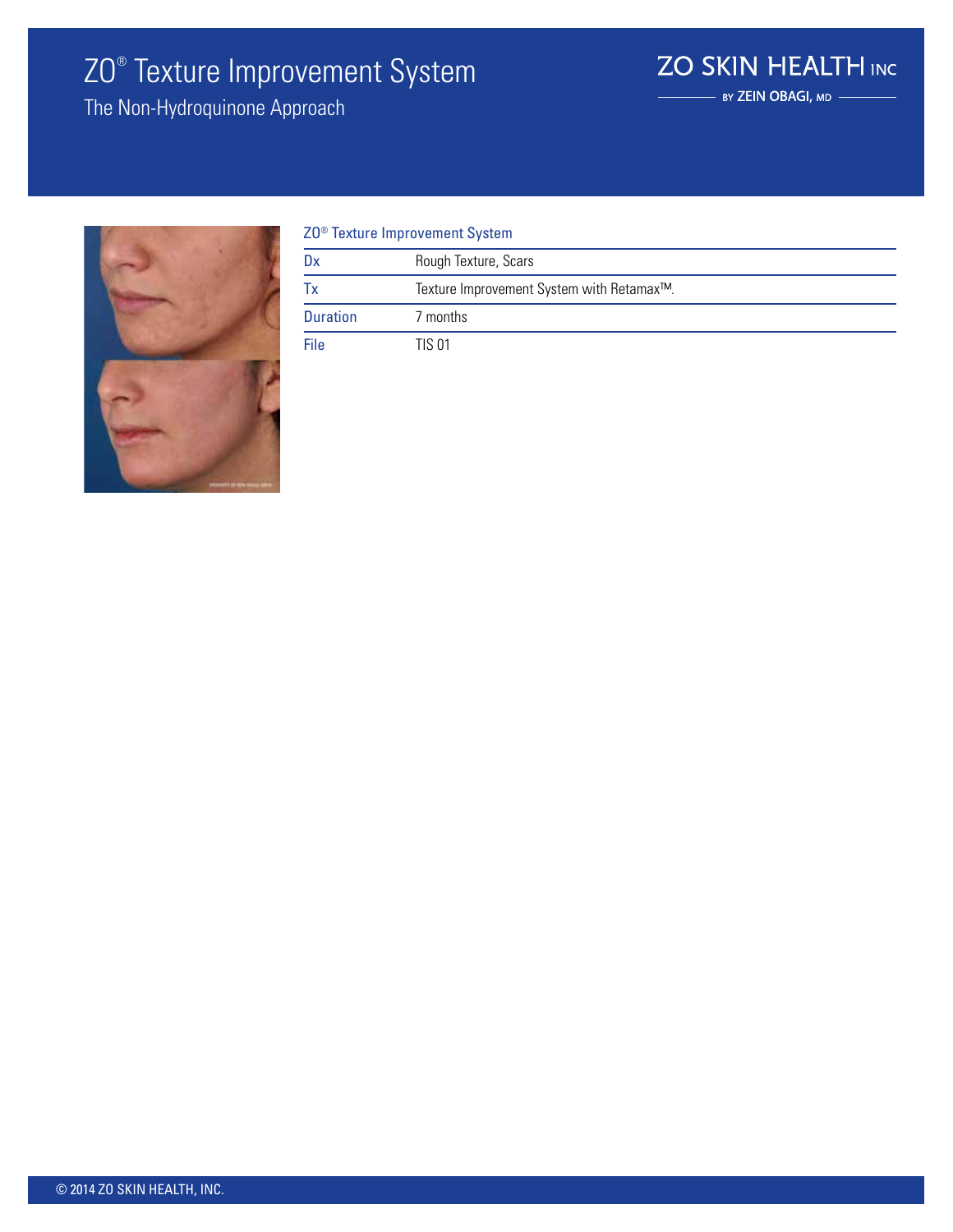# ZO® Texture Improvement System

## The Non-Hydroquinone Approach

ZO SKIN HEALTH INC

BY ZEIN OBAGI, MD

| ZO® Texture Improvement System | |
|---|---|
| Dx | Rough Texture, Scars |
| Tx | Texture Improvement System with Retamax™. |
| Duration | 7 months |
| File | TIS 01 |

© 2014 ZO SKIN HEALTH, INC.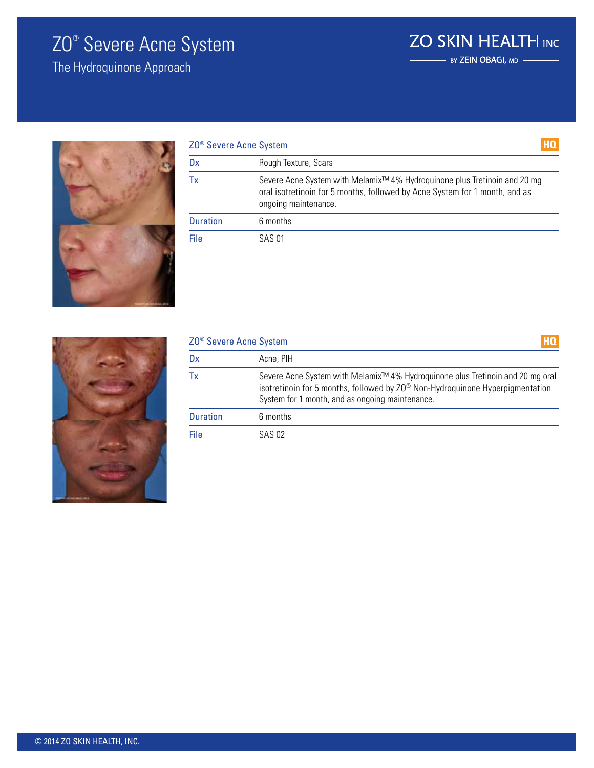# ZO® Severe Acne System

## The Hydroquinone Approach

ZO SKIN HEALTH INC
BY ZEIN OBAGI, MD

| ZO® Severe Acne System | HQ |
|---|---|
| Dx | Rough Texture, Scars |
| Tx | Severe Acne System with Melamix™ 4% Hydroquinone plus Tretinoin and 20 mg oral isotretinoin for 5 months, followed by Acne System for 1 month, and as ongoing maintenance. |
| Duration | 6 months |
| File | SAS 01 |

| ZO® Severe Acne System | HQ |
|---|---|
| Dx | Acne, PIH |
| Tx | Severe Acne System with Melamix™ 4% Hydroquinone plus Tretinoin and 20 mg oral isotretinoin for 5 months, followed by ZO® Non-Hydroquinone Hyperpigmentation System for 1 month, and as ongoing maintenance. |
| Duration | 6 months |
| File | SAS 02 |

© 2014 ZO SKIN HEALTH, INC.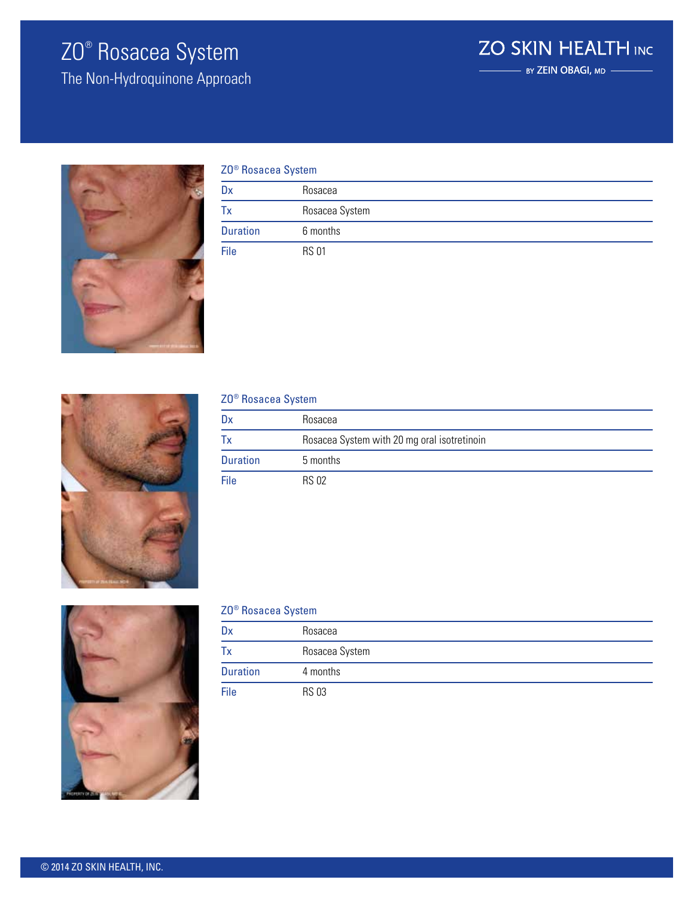# ZO® Rosacea System

The Non-Hydroquinone Approach

ZO SKIN HEALTH INC
BY ZEIN OBAGI, MD

| ZO® Rosacea System | |
|---|---|
| Dx | Rosacea |
| Tx | Rosacea System |
| Duration | 6 months |
| File | RS 01 |

| ZO® Rosacea System | |
|---|---|
| Dx | Rosacea |
| Tx | Rosacea System with 20 mg oral isotretinoin |
| Duration | 5 months |
| File | RS 02 |

| ZO® Rosacea System | |
|---|---|
| Dx | Rosacea |
| Tx | Rosacea System |
| Duration | 4 months |
| File | RS 03 |

© 2014 ZO SKIN HEALTH, INC.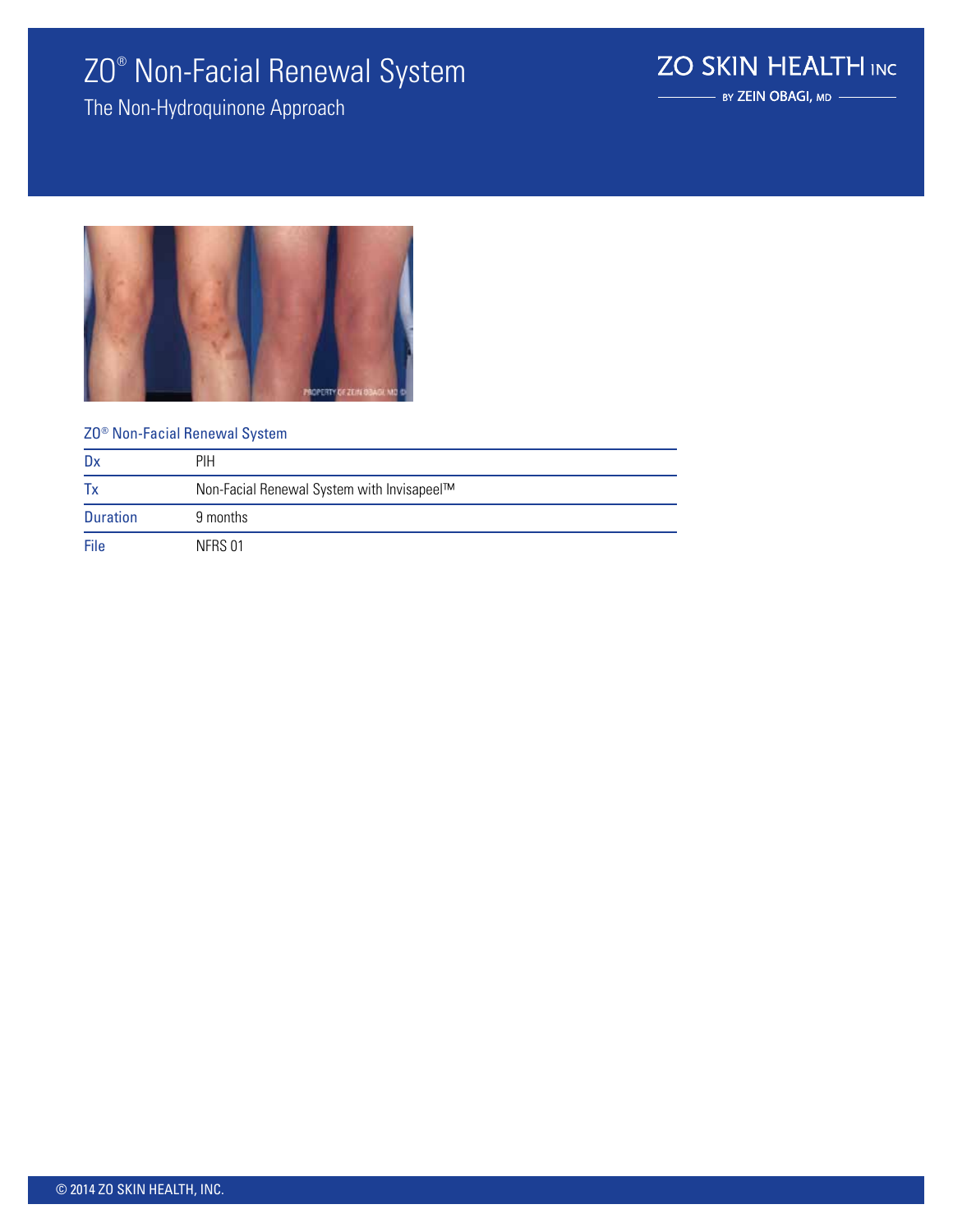# ZO® Non-Facial Renewal System

The Non-Hydroquinone Approach

ZO SKIN HEALTH INC

BY ZEIN OBAGI, MD

ZO® Non-Facial Renewal System

| | |
|---|---|
| Dx | PIH |
| Tx | Non-Facial Renewal System with Invisapeel™ |
| Duration | 9 months |
| File | NFRS 01 |

© 2014 ZO SKIN HEALTH, INC.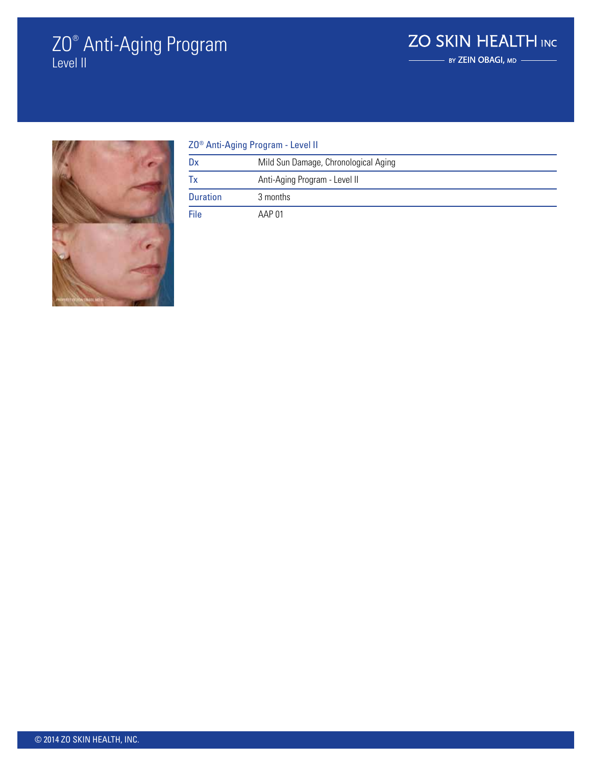# ZO® Anti-Aging Program
## Level II

ZO SKIN HEALTH INC
BY ZEIN OBAGI, MD

| ZO® Anti-Aging Program - Level II | |
|---|---|
| Dx | Mild Sun Damage, Chronological Aging |
| Tx | Anti-Aging Program - Level II |
| Duration | 3 months |
| File | AAP 01 |

© 2014 ZO SKIN HEALTH, INC.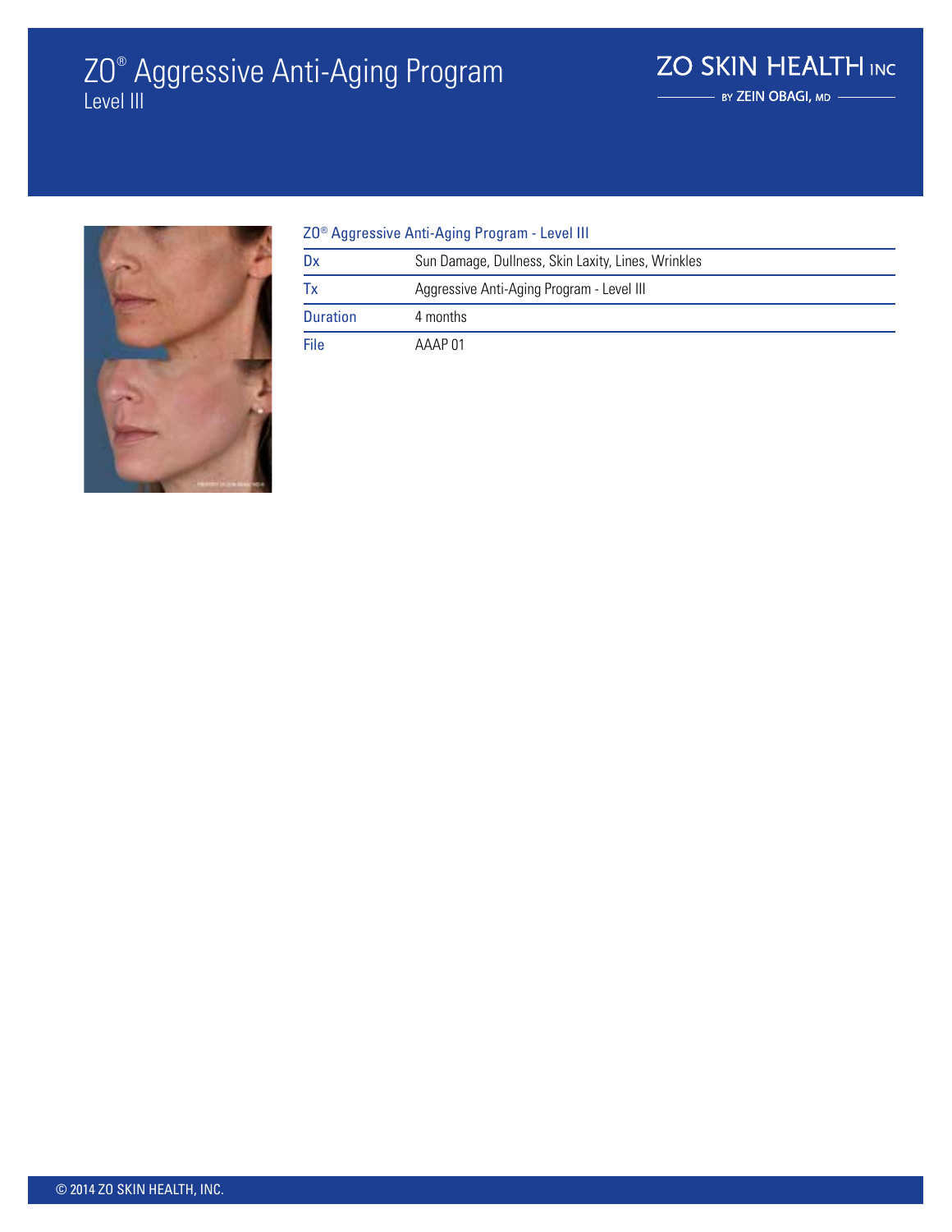# ZO® Aggressive Anti-Aging Program
Level III

ZO SKIN HEALTH INC
BY ZEIN OBAGI, MD

| ZO® Aggressive Anti-Aging Program - Level III | |
|---|---|
| Dx | Sun Damage, Dullness, Skin Laxity, Lines, Wrinkles |
| Tx | Aggressive Anti-Aging Program - Level III |
| Duration | 4 months |
| File | AAAP 01 |

© 2014 ZO SKIN HEALTH, INC.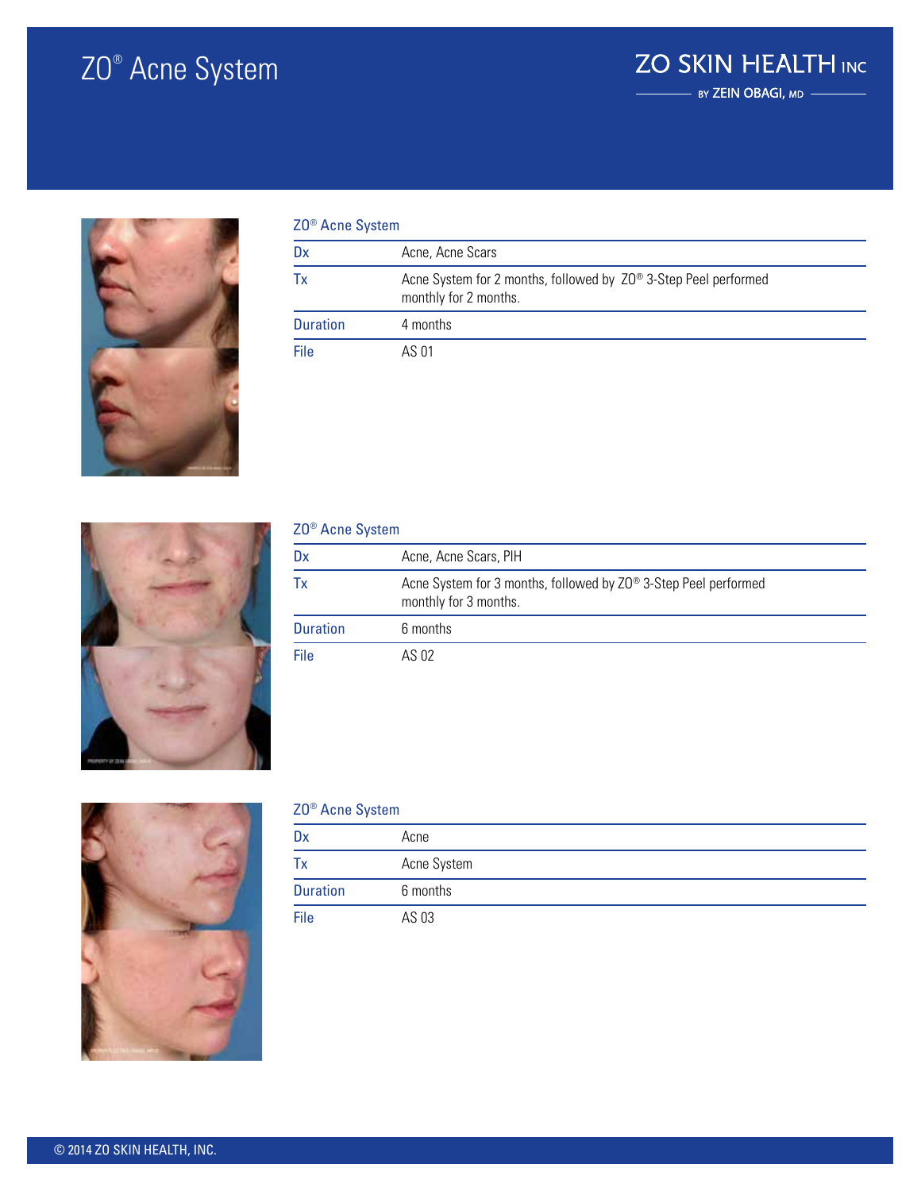# ZO® Acne System

ZO SKIN HEALTH INC
BY ZEIN OBAGI, MD

| ZO® Acne System | |
|---|---|
| Dx | Acne, Acne Scars |
| Tx | Acne System for 2 months, followed by ZO® 3-Step Peel performed monthly for 2 months. |
| Duration | 4 months |
| File | AS 01 |

| ZO® Acne System | |
|---|---|
| Dx | Acne, Acne Scars, PIH |
| Tx | Acne System for 3 months, followed by ZO® 3-Step Peel performed monthly for 3 months. |
| Duration | 6 months |
| File | AS 02 |

| ZO® Acne System | |
|---|---|
| Dx | Acne |
| Tx | Acne System |
| Duration | 6 months |
| File | AS 03 |

© 2014 ZO SKIN HEALTH, INC.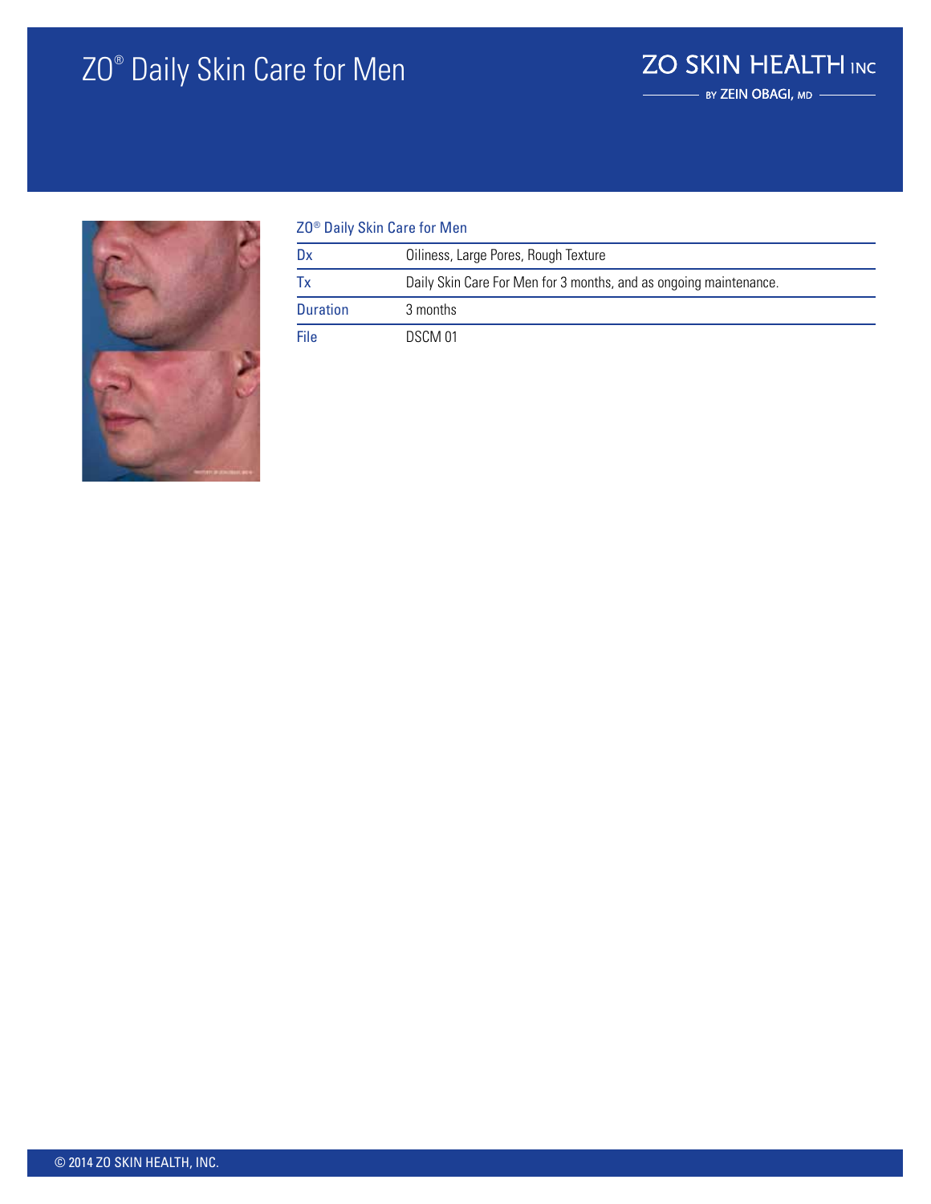# ZO® Daily Skin Care for Men

ZO SKIN HEALTH INC
BY ZEIN OBAGI, MD

ZO® Daily Skin Care for Men

| | |
|---|---|
| Dx | Oiliness, Large Pores, Rough Texture |
| Tx | Daily Skin Care For Men for 3 months, and as ongoing maintenance. |
| Duration | 3 months |
| File | DSCM 01 |

© 2014 ZO SKIN HEALTH, INC.